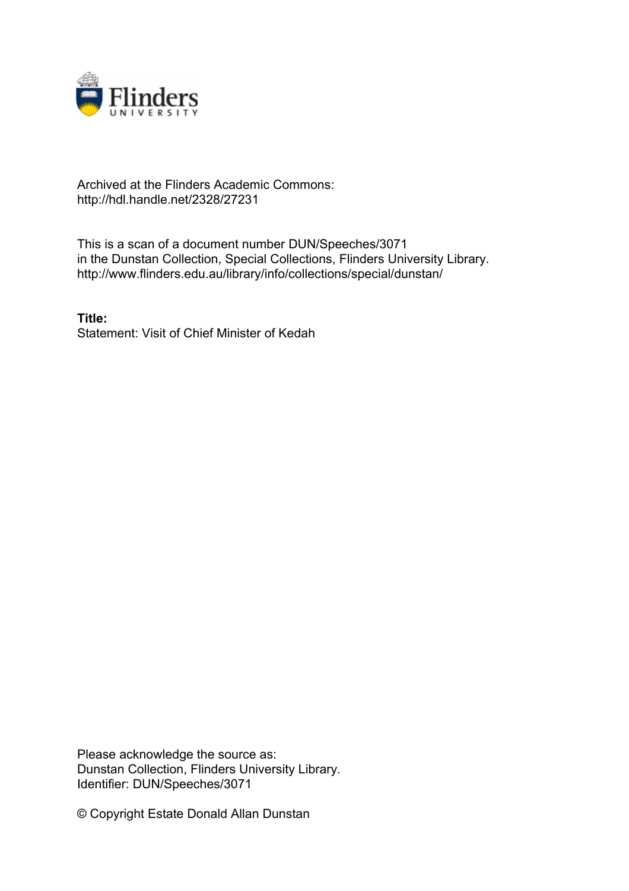Archived at the Flinders Academic Commons:
http://hdl.handle.net/2328/27231

This is a scan of a document number DUN/Speeches/3071
in the Dunstan Collection, Special Collections, Flinders University Library.
http://www.flinders.edu.au/library/info/collections/special/dunstan/

**Title:**
Statement: Visit of Chief Minister of Kedah

Please acknowledge the source as:
Dunstan Collection, Flinders University Library.
Identifier: DUN/Speeches/3071

© Copyright Estate Donald Allan Dunstan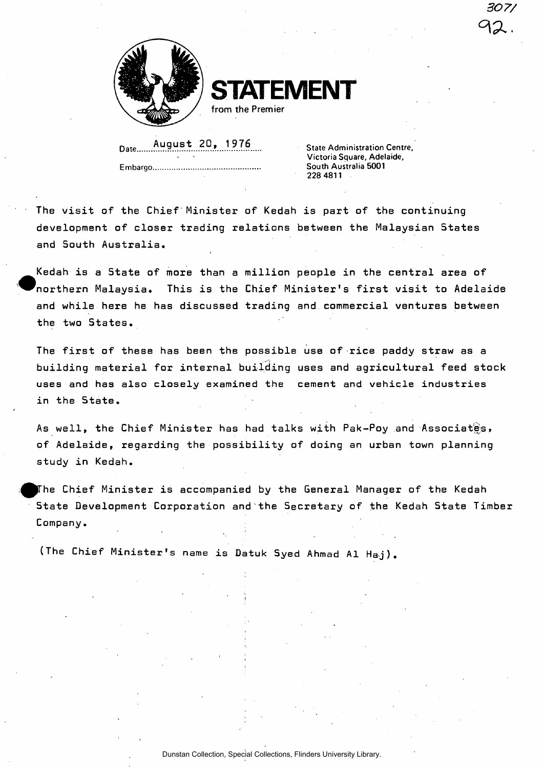3071

92.

# STATEMENT

from the Premier

Date: August 20, 1976

Embargo: ...

State Administration Centre,
Victoria Square, Adelaide,
South Australia 5001
228 4811

The visit of the Chief Minister of Kedah is part of the continuing development of closer trading relations between the Malaysian States and South Australia.

Kedah is a State of more than a million people in the central area of northern Malaysia. This is the Chief Minister's first visit to Adelaide and while here he has discussed trading and commercial ventures between the two States.

The first of these has been the possible use of rice paddy straw as a building material for internal building uses and agricultural feed stock uses and has also closely examined the cement and vehicle industries in the State.

As well, the Chief Minister has had talks with Pak-Poy and Associates, of Adelaide, regarding the possibility of doing an urban town planning study in Kedah.

The Chief Minister is accompanied by the General Manager of the Kedah State Development Corporation and the Secretary of the Kedah State Timber Company.

(The Chief Minister's name is Datuk Syed Ahmad Al Haj).

Dunstan Collection, Special Collections, Flinders University Library.